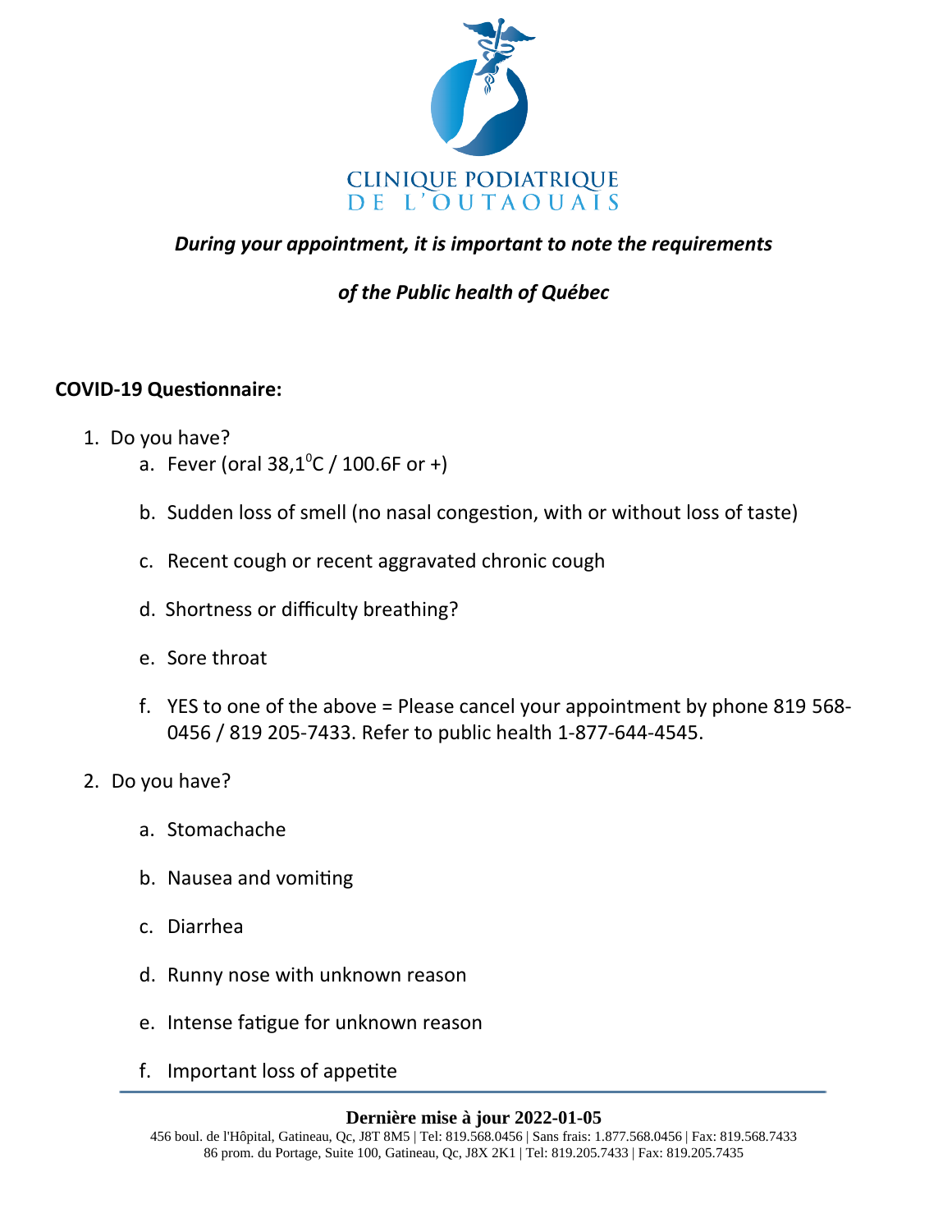CLINIQUE PODIATRIQUE
DE L'OUTAOUAIS

***During your appointment, it is important to note the requirements***

***of the Public health of Québec***

**COVID-19 Questionnaire:**

1. Do you have?
   a. Fever (oral 38,1$^0$C / 100.6F or +)

   b. Sudden loss of smell (no nasal congestion, with or without loss of taste)

   c. Recent cough or recent aggravated chronic cough

   d. Shortness or difficulty breathing?

   e. Sore throat

   f. YES to one of the above = Please cancel your appointment by phone 819 568-0456 / 819 205-7433. Refer to public health 1-877-644-4545.

2. Do you have?

   a. Stomachache

   b. Nausea and vomiting

   c. Diarrhea

   d. Runny nose with unknown reason

   e. Intense fatigue for unknown reason

   f. Important loss of appetite

---

**Dernière mise à jour 2022-01-05**

456 boul. de l'Hôpital, Gatineau, Qc, J8T 8M5 | Tel: 819.568.0456 | Sans frais: 1.877.568.0456 | Fax: 819.568.7433
86 prom. du Portage, Suite 100, Gatineau, Qc, J8X 2K1 | Tel: 819.205.7433 | Fax: 819.205.7435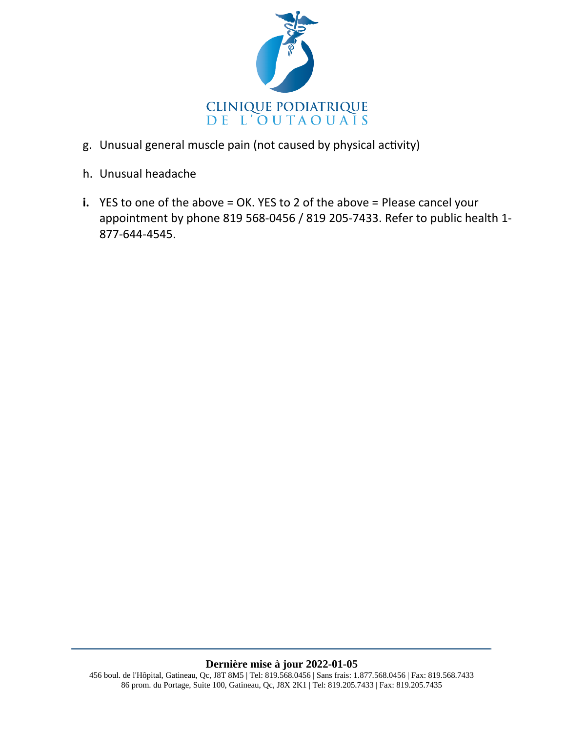g. Unusual general muscle pain (not caused by physical activity)

h. Unusual headache

**i.** YES to one of the above = OK. YES to 2 of the above = Please cancel your appointment by phone 819 568-0456 / 819 205-7433. Refer to public health 1-877-644-4545.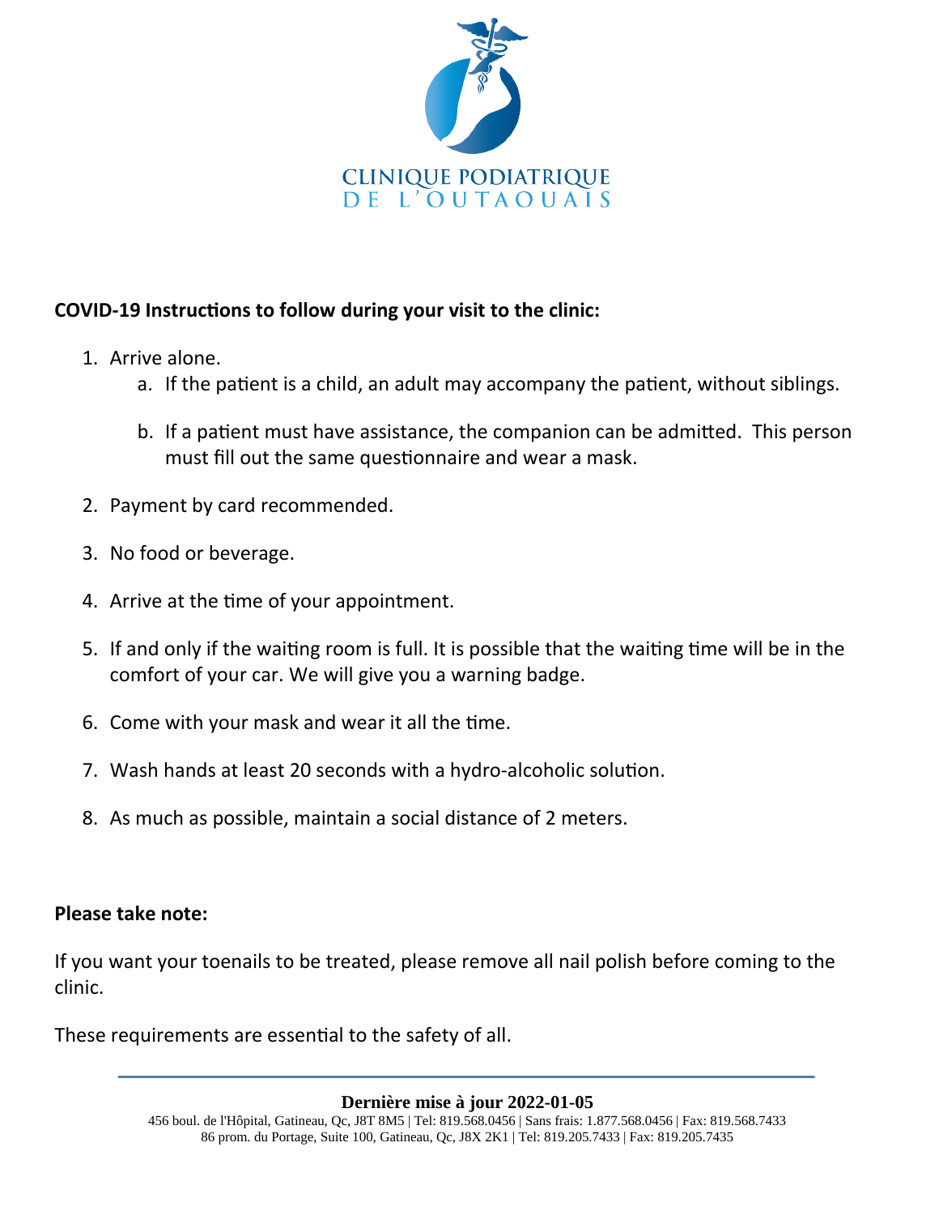CLINIQUE PODIATRIQUE
DE L'OUTAOUAIS

**COVID-19 Instructions to follow during your visit to the clinic:**

1. Arrive alone.
    a. If the patient is a child, an adult may accompany the patient, without siblings.
    b. If a patient must have assistance, the companion can be admitted. This person must fill out the same questionnaire and wear a mask.
2. Payment by card recommended.
3. No food or beverage.
4. Arrive at the time of your appointment.
5. If and only if the waiting room is full. It is possible that the waiting time will be in the comfort of your car. We will give you a warning badge.
6. Come with your mask and wear it all the time.
7. Wash hands at least 20 seconds with a hydro-alcoholic solution.
8. As much as possible, maintain a social distance of 2 meters.

**Please take note:**

If you want your toenails to be treated, please remove all nail polish before coming to the clinic.

These requirements are essential to the safety of all.

---

**Dernière mise à jour 2022-01-05**

456 boul. de l'Hôpital, Gatineau, Qc, J8T 8M5 | Tel: 819.568.0456 | Sans frais: 1.877.568.0456 | Fax: 819.568.7433
86 prom. du Portage, Suite 100, Gatineau, Qc, J8X 2K1 | Tel: 819.205.7433 | Fax: 819.205.7435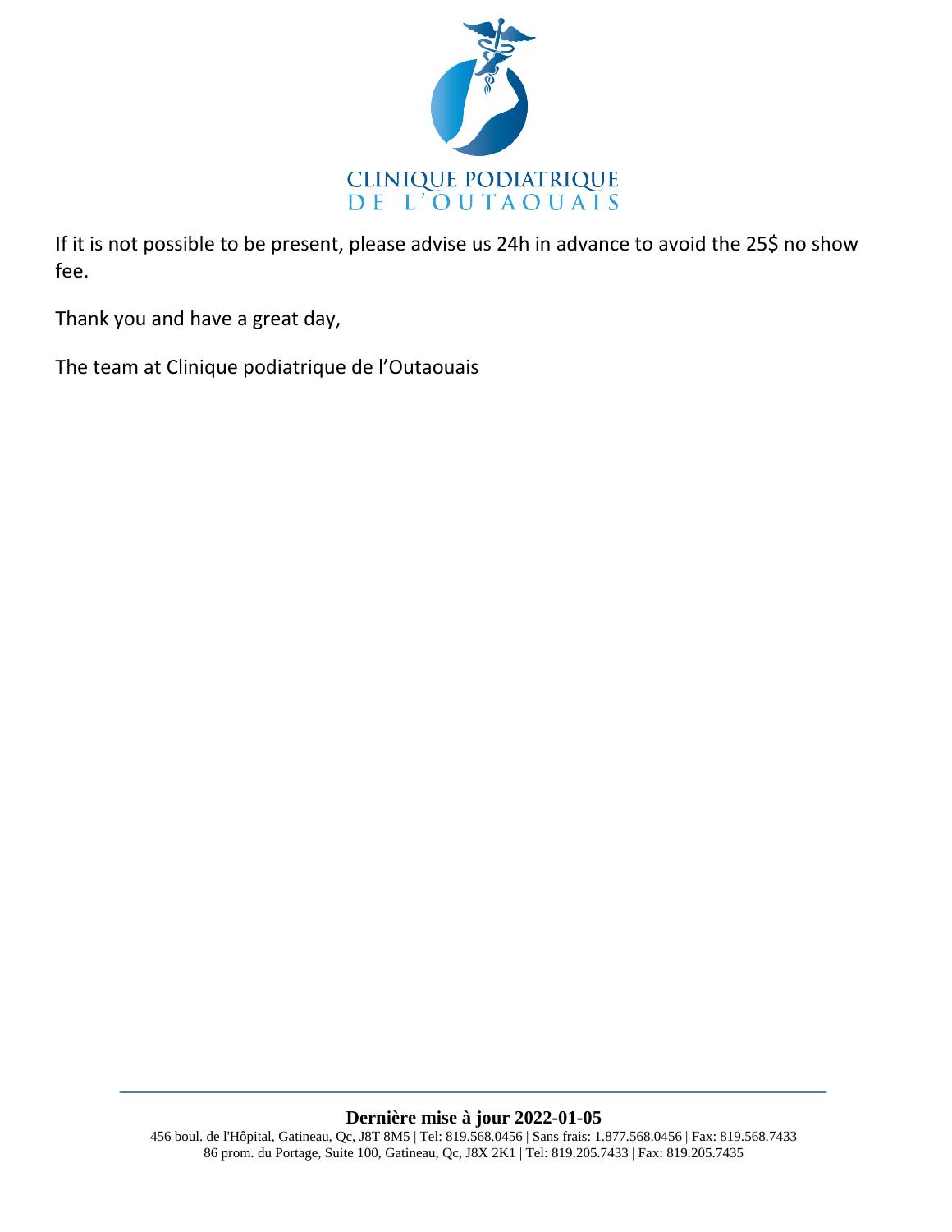If it is not possible to be present, please advise us 24h in advance to avoid the 25$ no show fee.

Thank you and have a great day,

The team at Clinique podiatrique de l'Outaouais